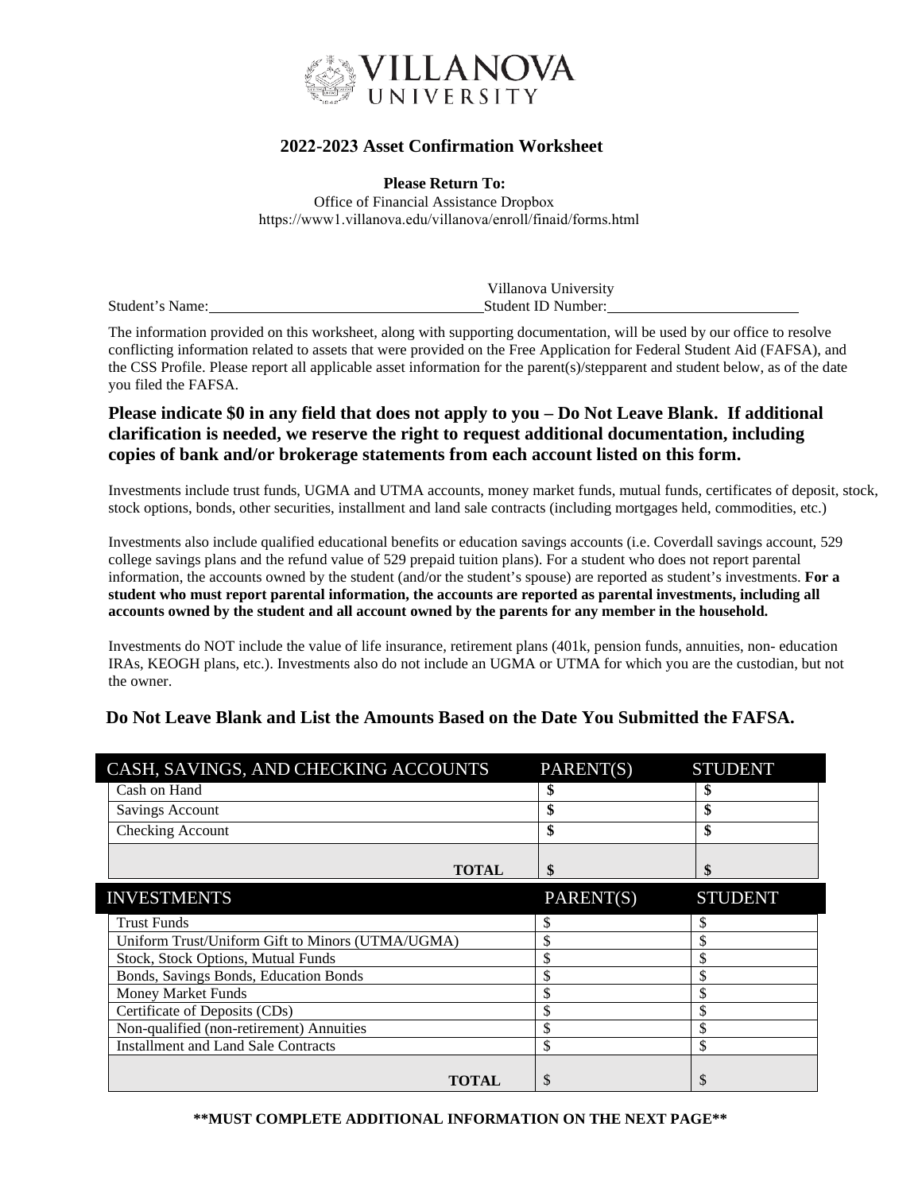VILLANOVA UNIVERSITY

## 2022-2023 Asset Confirmation Worksheet

**Please Return To:**
Office of Financial Assistance Dropbox
https://www1.villanova.edu/villanova/enroll/finaid/forms.html

Student's Name:____________________________ Villanova University Student ID Number:____________________

The information provided on this worksheet, along with supporting documentation, will be used by our office to resolve conflicting information related to assets that were provided on the Free Application for Federal Student Aid (FAFSA), and the CSS Profile. Please report all applicable asset information for the parent(s)/stepparent and student below, as of the date you filed the FAFSA.

### Please indicate $0 in any field that does not apply to you – Do Not Leave Blank. If additional clarification is needed, we reserve the right to request additional documentation, including copies of bank and/or brokerage statements from each account listed on this form.

Investments include trust funds, UGMA and UTMA accounts, money market funds, mutual funds, certificates of deposit, stock, stock options, bonds, other securities, installment and land sale contracts (including mortgages held, commodities, etc.)

Investments also include qualified educational benefits or education savings accounts (i.e. Coverdall savings account, 529 college savings plans and the refund value of 529 prepaid tuition plans). For a student who does not report parental information, the accounts owned by the student (and/or the student's spouse) are reported as student's investments. **For a student who must report parental information, the accounts are reported as parental investments, including all accounts owned by the student and all account owned by the parents for any member in the household.**

Investments do NOT include the value of life insurance, retirement plans (401k, pension funds, annuities, non- education IRAs, KEOGH plans, etc.). Investments also do not include an UGMA or UTMA for which you are the custodian, but not the owner.

**Do Not Leave Blank and List the Amounts Based on the Date You Submitted the FAFSA.**

| CASH, SAVINGS, AND CHECKING ACCOUNTS | PARENT(S) | STUDENT |
|---|---|---|
| Cash on Hand | **$** | **$** |
| Savings Account | **$** | **$** |
| Checking Account | **$** | **$** |
| **TOTAL** | **$** | **$** |

| INVESTMENTS | PARENT(S) | STUDENT |
|---|---|---|
| Trust Funds | $ | $ |
| Uniform Trust/Uniform Gift to Minors (UTMA/UGMA) | $ | $ |
| Stock, Stock Options, Mutual Funds | $ | $ |
| Bonds, Savings Bonds, Education Bonds | $ | $ |
| Money Market Funds | $ | $ |
| Certificate of Deposits (CDs) | $ | $ |
| Non-qualified (non-retirement) Annuities | $ | $ |
| Installment and Land Sale Contracts | $ | $ |
| **TOTAL** | $ | $ |

**\*\*MUST COMPLETE ADDITIONAL INFORMATION ON THE NEXT PAGE\*\***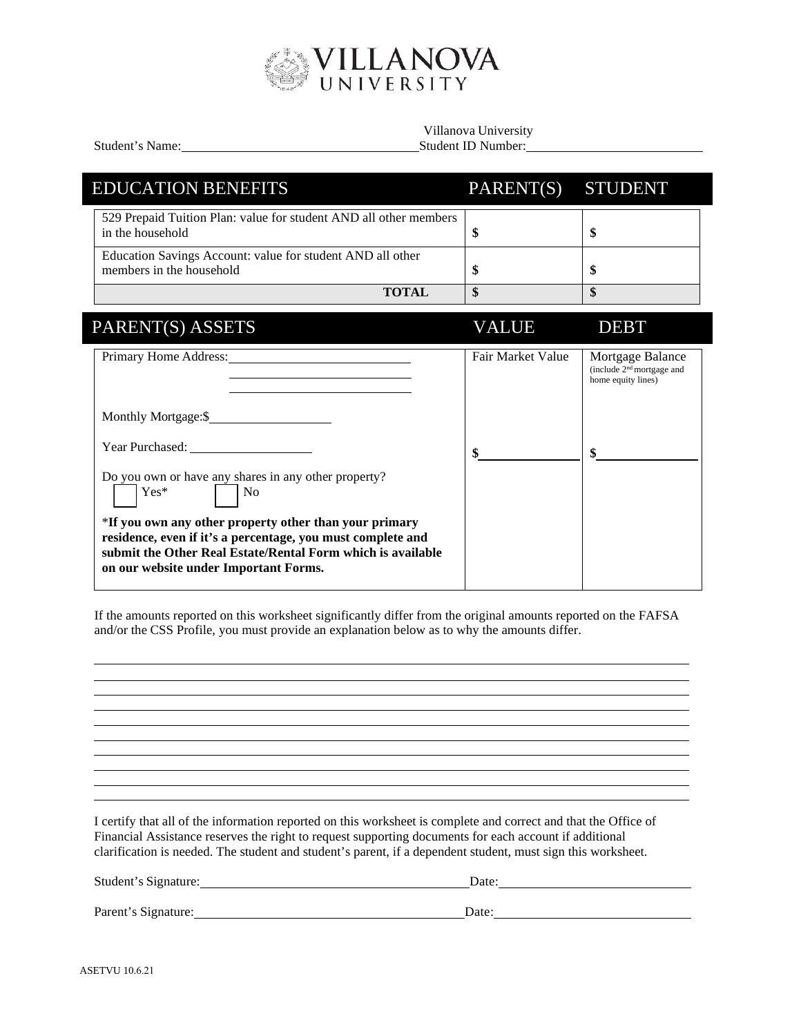# VILLANOVA UNIVERSITY

Villanova University

Student's Name: ____________________ Student ID Number: ____________________

| EDUCATION BENEFITS | PARENT(S) | STUDENT |
| --- | --- | --- |
| 529 Prepaid Tuition Plan: value for student AND all other members in the household | $ | $ |
| Education Savings Account: value for student AND all other members in the household | $ | $ |
| **TOTAL** | $ | $ |

| PARENT(S) ASSETS | VALUE | DEBT |
| --- | --- | --- |
| Primary Home Address: ____________________ | Fair Market Value | Mortgage Balance (include 2nd mortgage and home equity lines) |
| Monthly Mortgage:$ ____________________ | | |
| Year Purchased: ____________________ | $ ____________ | $ ____________ |
| Do you own or have any shares in any other property? ☐ Yes* ☐ No | | |
| ***If you own any other property other than your primary residence, even if it's a percentage, you must complete and submit the Other Real Estate/Rental Form which is available on our website under Important Forms.** | | |

If the amounts reported on this worksheet significantly differ from the original amounts reported on the FAFSA and/or the CSS Profile, you must provide an explanation below as to why the amounts differ.

______________________________________________________________________

______________________________________________________________________

______________________________________________________________________

______________________________________________________________________

______________________________________________________________________

______________________________________________________________________

______________________________________________________________________

______________________________________________________________________

______________________________________________________________________

______________________________________________________________________

I certify that all of the information reported on this worksheet is complete and correct and that the Office of Financial Assistance reserves the right to request supporting documents for each account if additional clarification is needed. The student and student's parent, if a dependent student, must sign this worksheet.

Student's Signature: ____________________ Date: ____________________

Parent's Signature: ____________________ Date: ____________________

ASETVU 10.6.21